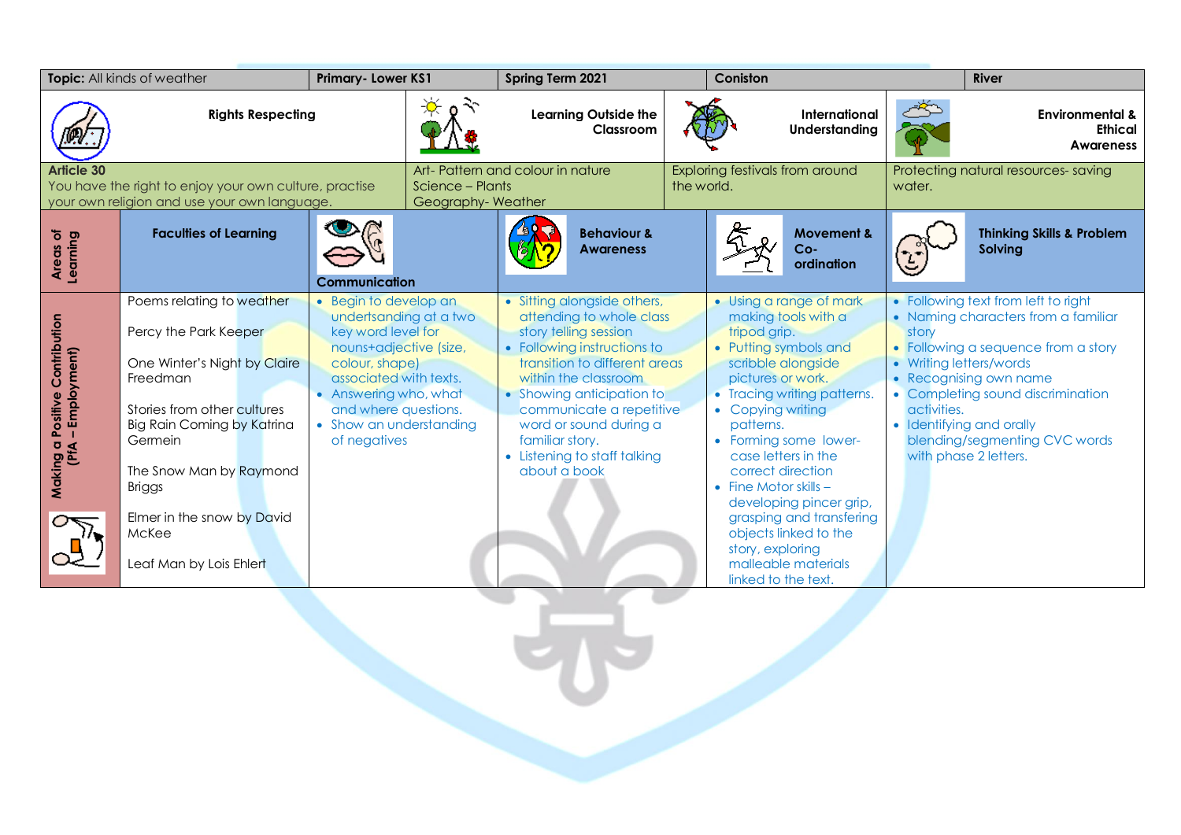| **Topic:** All kinds of weather | **Primary- Lower KS1** | **Spring Term 2021** | **Coniston** | **River** |
|---|---|---|---|---|
| **Rights Respecting** | | **Learning Outside the Classroom** | **International Understanding** | **Environmental & Ethical Awareness** |
| **Article 30** You have the right to enjoy your own culture, practise your own religion and use your own language. | | Art- Pattern and colour in nature<br>Science – Plants<br>Geography- Weather | Exploring festivals from around the world. | Protecting natural resources- saving water. |

| **Areas of Learning** | **Faculties of Learning** | **Communication** | **Behaviour & Awareness** | **Movement & Co-ordination** | **Thinking Skills & Problem Solving** |
|---|---|---|---|---|---|
| **Making a Positive Contribution (PfA – Employment)** | Poems relating to weather<br><br>Percy the Park Keeper<br><br>One Winter's Night by Claire Freedman<br><br>Stories from other cultures<br>Big Rain Coming by Katrina Germein<br><br>The Snow Man by Raymond Briggs<br><br>Elmer in the snow by David McKee<br><br>Leaf Man by Lois Ehlert | • Begin to develop an undertsanding at a two key word level for nouns+adjective (size, colour, shape) associated with texts.<br>• Answering who, what and where questions.<br>• Show an understanding of negatives | • Sitting alongside others, attending to whole class story telling session<br>• Following instructions to transition to different areas within the classroom<br>• Showing anticipation to communicate a repetitive word or sound during a familiar story.<br>• Listening to staff talking about a book | • Using a range of mark making tools with a tripod grip.<br>• Putting symbols and scribble alongside pictures or work.<br>• Tracing writing patterns.<br>• Copying writing patterns.<br>• Forming some lower-case letters in the correct direction<br>• Fine Motor skills – developing pincer grip, grasping and transfering objects linked to the story, exploring malleable materials linked to the text. | • Following text from left to right<br>• Naming characters from a familiar story<br>• Following a sequence from a story<br>• Writing letters/words<br>• Recognising own name<br>• Completing sound discrimination activities.<br>• Identifying and orally blending/segmenting CVC words with phase 2 letters. |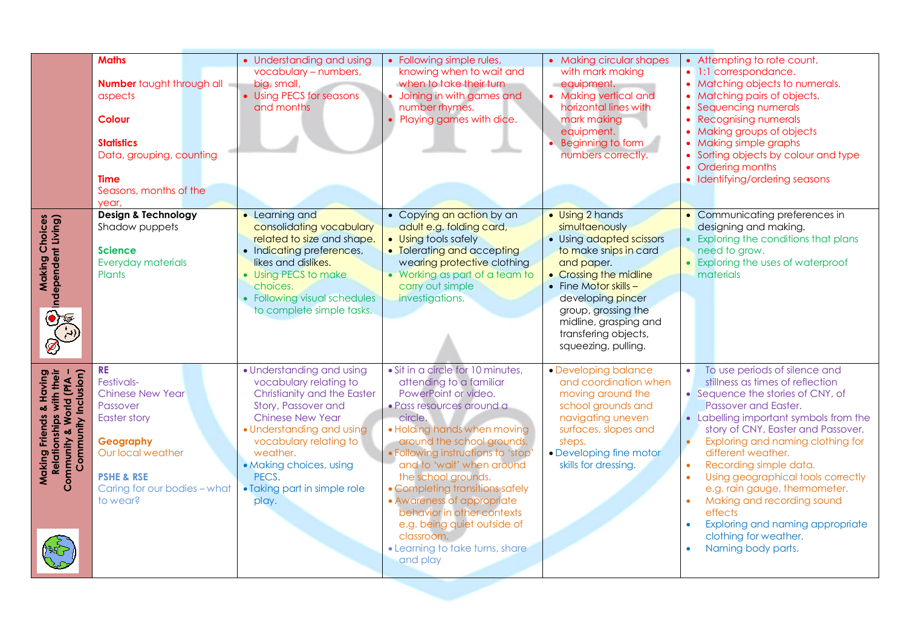| | | | | | |
|---|---|---|---|---|---|
| | **Maths**<br><br>**Number** taught through all aspects<br><br>**Colour**<br><br>**Statistics**<br>Data, grouping, counting<br><br>**Time**<br>Seasons, months of the year, | • Understanding and using vocabulary – numbers, big, small,<br>• Using PECS for seasons and months | • Following simple rules, knowing when to wait and when to take their turn<br>• Joining in with games and number rhymes.<br>• Playing games with dice. | • Making circular shapes with mark making equipment.<br>• Making vertical and horizontal lines with mark making equipment.<br>• Beginning to form numbers correctly. | • Attempting to rote count.<br>• 1:1 correspondance.<br>• Matching objects to numerals.<br>• Matching pairs of objects.<br>• Sequencing numerals<br>• Recognising numerals<br>• Making groups of objects<br>• Making simple graphs<br>• Sorting objects by colour and type<br>• Ordering months<br>• Identifying/ordering seasons |
| **Making Choices (Independent Living)** | **Design & Technology**<br>Shadow puppets<br><br>**Science**<br>Everyday materials<br>Plants | • Learning and consolidating vocabulary related to size and shape.<br>• Indicating preferences, likes and dislikes.<br>• Using PECS to make choices.<br>• Following visual schedules to complete simple tasks. | • Copying an action by an adult e.g. folding card,<br>• Using tools safely<br>• Tolerating and accepting wearing protective clothing<br>• Working as part of a team to carry out simple investigations. | • Using 2 hands simultaneously<br>• Using adapted scissors to make snips in card and paper.<br>• Crossing the midline<br>• Fine Motor skills – developing pincer group, grossing the midline, grasping and transfering objects, squeezing, pulling. | • Communicating preferences in designing and making.<br>• Exploring the conditions that plans need to grow.<br>• Exploring the uses of waterproof materials |
| **Making Friends & Having Relationships with their Community & World (PfA – Community Inclusion)** | **RE**<br>Festivals-<br>Chinese New Year<br>Passover<br>Easter story<br><br>**Geography**<br>Our local weather<br><br>**PSHE & RSE**<br>Caring for our bodies – what to wear? | • Understanding and using vocabulary relating to Christianity and the Easter Story, Passover and Chinese New Year<br>• Understanding and using vocabulary relating to weather.<br>• Making choices, using PECS.<br>• Taking part in simple role play. | • Sit in a circle for 10 minutes, attending to a familiar PowerPoint or video.<br>• Pass resources around a circle.<br>• Holding hands when moving around the school grounds.<br>• Following instructions to 'stop' and to 'wait' when around the school grounds.<br>• Completing transitions safely<br>• Awareness of appropriate behavior in other contexts e.g. being quiet outside of classroom.<br>• Learning to take turns, share and play | • Developing balance and coordination when moving around the school grounds and navigating uneven surfaces, slopes and steps.<br>• Developing fine motor skills for dressing. | • To use periods of silence and stillness as times of reflection<br>• Sequence the stories of CNY, of Passover and Easter.<br>• Labelling important symbols from the story of CNY, Easter and Passover.<br>• Exploring and naming clothing for different weather.<br>• Recording simple data.<br>• Using geographical tools correctly e.g. rain gauge, thermometer.<br>• Making and recording sound effects<br>• Exploring and naming appropriate clothing for weather.<br>• Naming body parts. |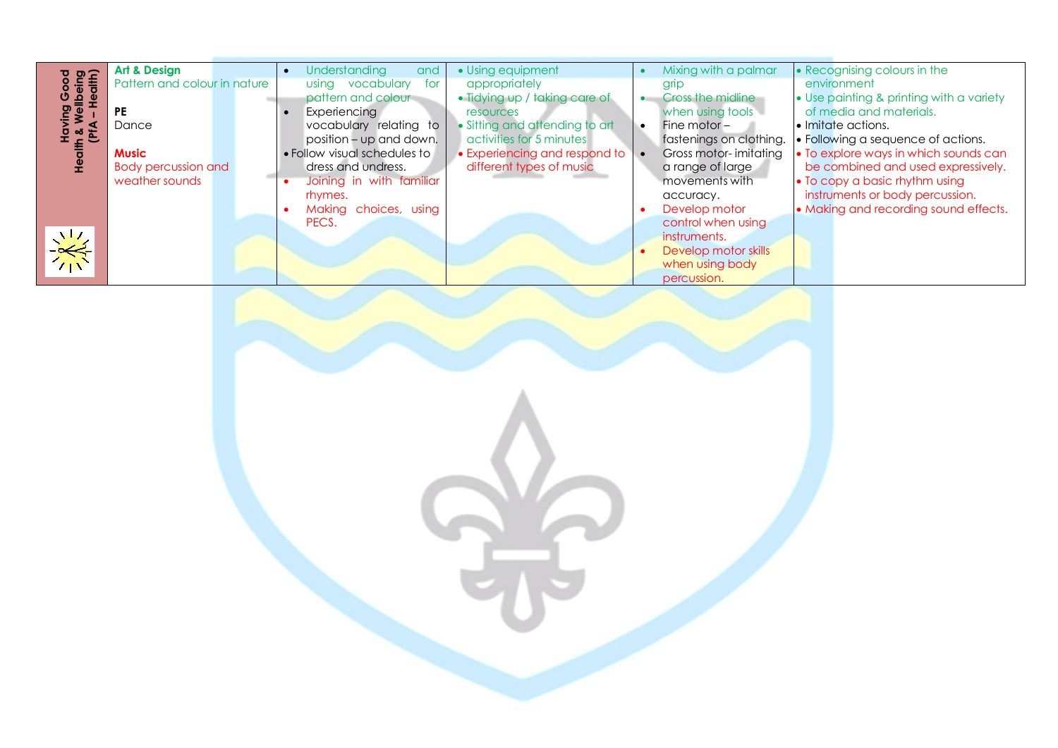| | | | | | |
|---|---|---|---|---|---|
| **Having Good Health & Wellbeing (PfA – Health)** | **Art & Design**<br>Pattern and colour in nature<br><br>**PE**<br>Dance<br><br>**Music**<br>Body percussion and weather sounds | • Understanding and using vocabulary for pattern and colour<br>• Experiencing vocabulary relating to position – up and down.<br>• Follow visual schedules to dress and undress.<br>• Joining in with familiar rhymes.<br>• Making choices, using PECS. | • Using equipment appropriately<br>• Tidying up / taking care of resources<br>• Sitting and attending to art activities for 5 minutes<br>• Experiencing and respond to different types of music | • Mixing with a palmar grip<br>• Cross the midline when using tools<br>• Fine motor – fastenings on clothing.<br>• Gross motor- imitating a range of large movements with accuracy.<br>• Develop motor control when using instruments.<br>• Develop motor skills when using body percussion. | • Recognising colours in the environment<br>• Use painting & printing with a variety of media and materials.<br>• Imitate actions.<br>• Following a sequence of actions.<br>• To explore ways in which sounds can be combined and used expressively.<br>• To copy a basic rhythm using instruments or body percussion.<br>• Making and recording sound effects. |